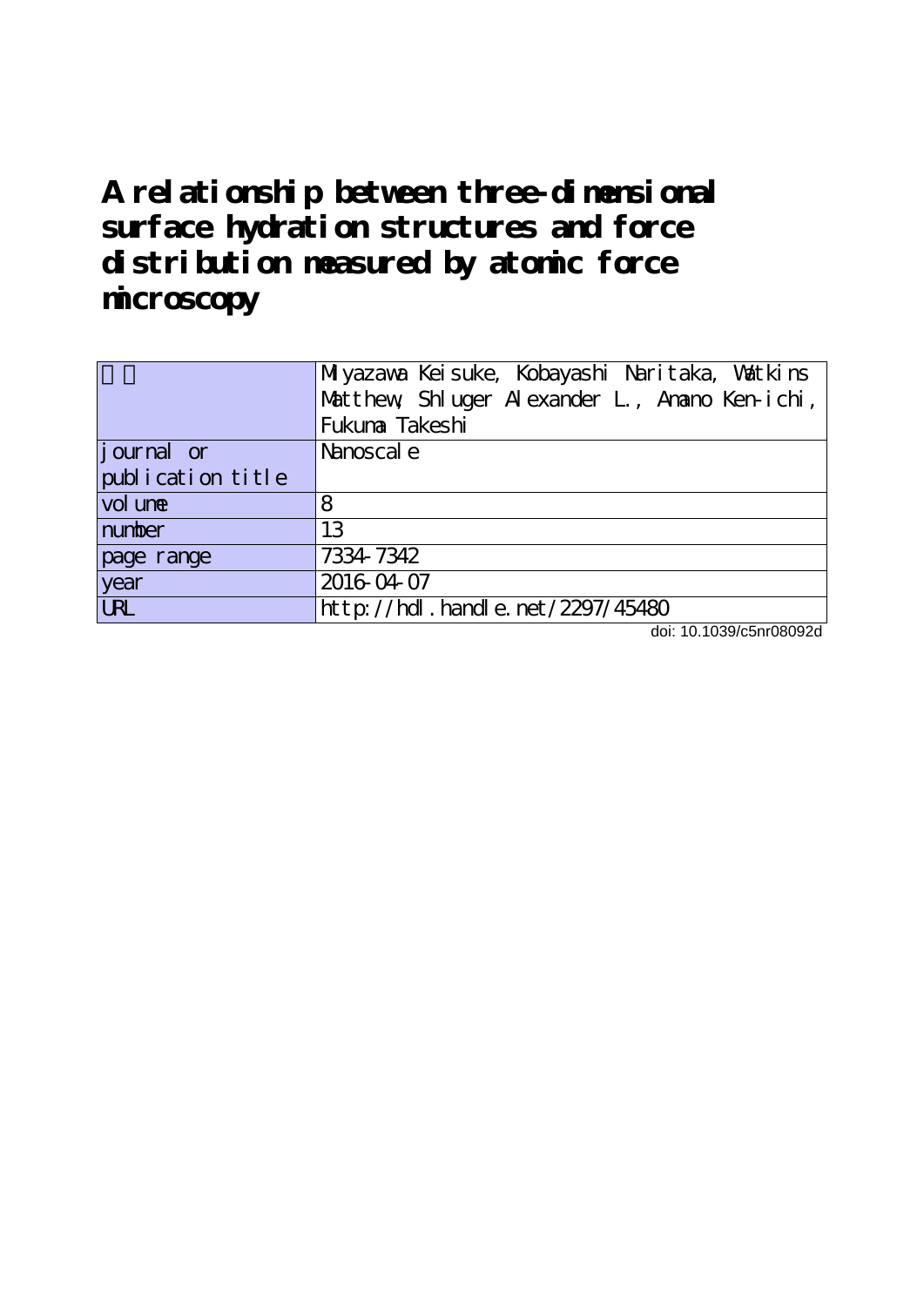# A relationship between three-dimensional surface hydration structures and force distribution measured by atomic force microscopy

| 著者 | Miyazawa Keisuke, Kobayashi Naritaka, Watkins Matthew, Shluger Alexander L., Amano Ken-ichi, Fukuma Takeshi |
| --- | --- |
| journal or publication title | Nanoscale |
| volume | 8 |
| number | 13 |
| page range | 7334-7342 |
| year | 2016-04-07 |
| URL | http://hdl.handle.net/2297/45480 |

doi: 10.1039/c5nr08092d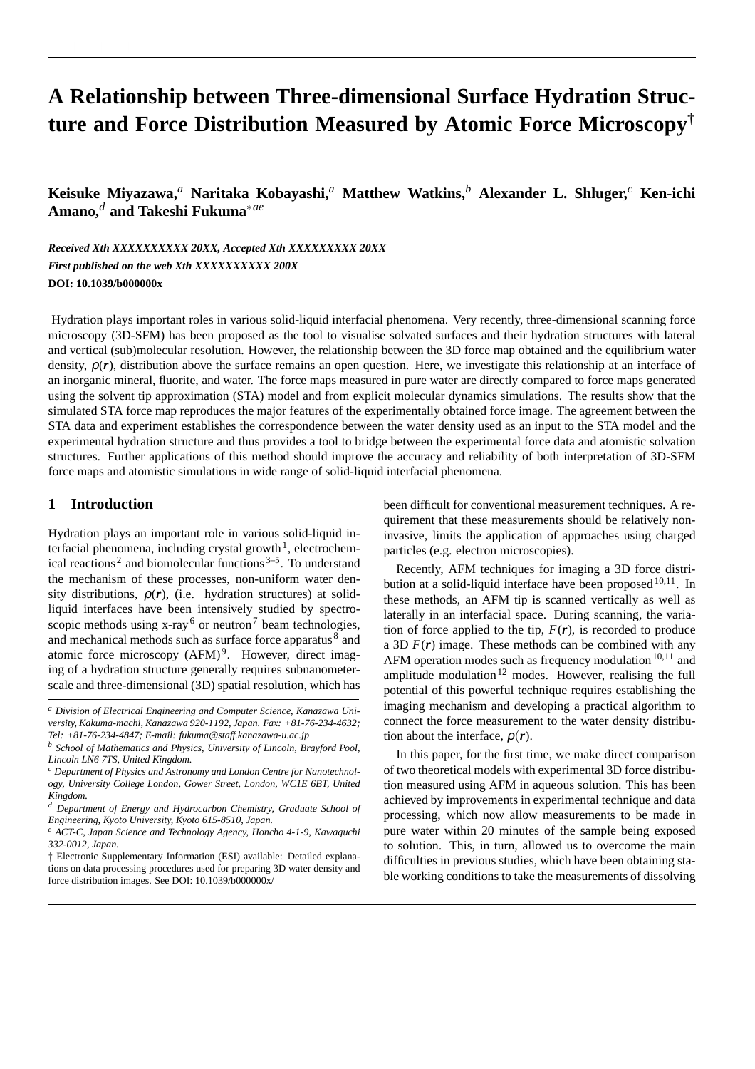# A Relationship between Three-dimensional Surface Hydration Structure and Force Distribution Measured by Atomic Force Microscopy†

**Keisuke Miyazawa,[a] Naritaka Kobayashi,[a] Matthew Watkins,[b] Alexander L. Shluger,[c] Ken-ichi Amano,[d] and Takeshi Fukuma[*ae]**

***Received Xth XXXXXXXXXX 20XX, Accepted Xth XXXXXXXXX 20XX***
***First published on the web Xth XXXXXXXXXX 200X***
**DOI: 10.1039/b000000x**

Hydration plays important roles in various solid-liquid interfacial phenomena. Very recently, three-dimensional scanning force microscopy (3D-SFM) has been proposed as the tool to visualise solvated surfaces and their hydration structures with lateral and vertical (sub)molecular resolution. However, the relationship between the 3D force map obtained and the equilibrium water density, $\rho(\boldsymbol{r})$, distribution above the surface remains an open question. Here, we investigate this relationship at an interface of an inorganic mineral, fluorite, and water. The force maps measured in pure water are directly compared to force maps generated using the solvent tip approximation (STA) model and from explicit molecular dynamics simulations. The results show that the simulated STA force map reproduces the major features of the experimentally obtained force image. The agreement between the STA data and experiment establishes the correspondence between the water density used as an input to the STA model and the experimental hydration structure and thus provides a tool to bridge between the experimental force data and atomistic solvation structures. Further applications of this method should improve the accuracy and reliability of both interpretation of 3D-SFM force maps and atomistic simulations in wide range of solid-liquid interfacial phenomena.

## 1 Introduction

Hydration plays an important role in various solid-liquid interfacial phenomena, including crystal growth[1], electrochemical reactions[2] and biomolecular functions[3–5]. To understand the mechanism of these processes, non-uniform water density distributions, $\rho(\boldsymbol{r})$, (i.e. hydration structures) at solid-liquid interfaces have been intensively studied by spectroscopic methods using x-ray[6] or neutron[7] beam technologies, and mechanical methods such as surface force apparatus[8] and atomic force microscopy (AFM)[9]. However, direct imaging of a hydration structure generally requires subnanometer-scale and three-dimensional (3D) spatial resolution, which has been difficult for conventional measurement techniques. A requirement that these measurements should be relatively non-invasive, limits the application of approaches using charged particles (e.g. electron microscopies).

Recently, AFM techniques for imaging a 3D force distribution at a solid-liquid interface have been proposed[10,11]. In these methods, an AFM tip is scanned vertically as well as laterally in an interfacial space. During scanning, the variation of force applied to the tip, $F(\boldsymbol{r})$, is recorded to produce a 3D $F(\boldsymbol{r})$ image. These methods can be combined with any AFM operation modes such as frequency modulation[10,11] and amplitude modulation[12] modes. However, realising the full potential of this powerful technique requires establishing the imaging mechanism and developing a practical algorithm to connect the force measurement to the water density distribution about the interface, $\rho(\boldsymbol{r})$.

In this paper, for the first time, we make direct comparison of two theoretical models with experimental 3D force distribution measured using AFM in aqueous solution. This has been achieved by improvements in experimental technique and data processing, which now allow measurements to be made in pure water within 20 minutes of the sample being exposed to solution. This, in turn, allowed us to overcome the main difficulties in previous studies, which have been obtaining stable working conditions to take the measurements of dissolving

---

[a] *Division of Electrical Engineering and Computer Science, Kanazawa University, Kakuma-machi, Kanazawa 920-1192, Japan. Fax: +81-76-234-4632; Tel: +81-76-234-4847; E-mail: fukuma@staff.kanazawa-u.ac.jp*

[b] *School of Mathematics and Physics, University of Lincoln, Brayford Pool, Lincoln LN6 7TS, United Kingdom.*

[c] *Department of Physics and Astronomy and London Centre for Nanotechnology, University College London, Gower Street, London, WC1E 6BT, United Kingdom.*

[d] *Department of Energy and Hydrocarbon Chemistry, Graduate School of Engineering, Kyoto University, Kyoto 615-8510, Japan.*

[e] *ACT-C, Japan Science and Technology Agency, Honcho 4-1-9, Kawaguchi 332-0012, Japan.*

† Electronic Supplementary Information (ESI) available: Detailed explanations on data processing procedures used for preparing 3D water density and force distribution images. See DOI: 10.1039/b000000x/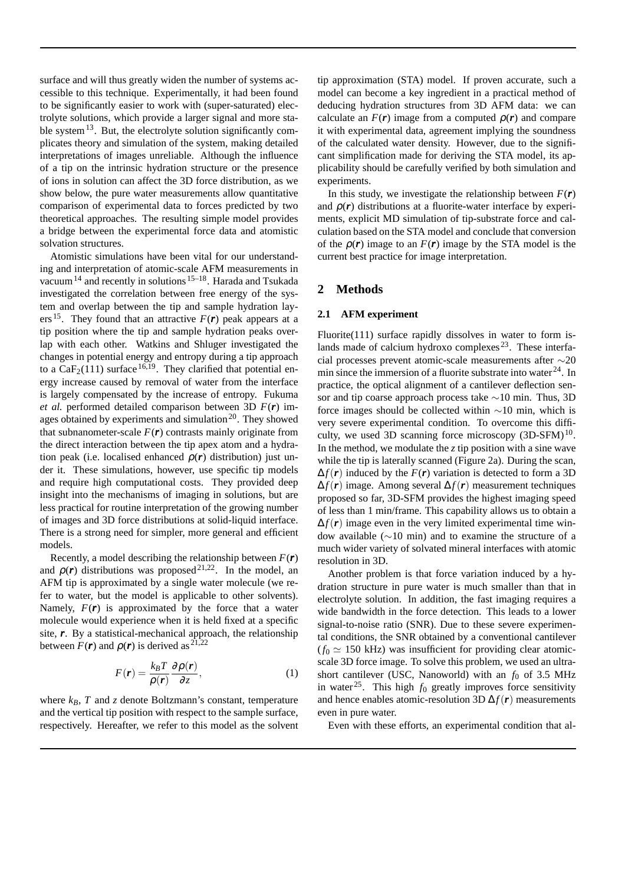surface and will thus greatly widen the number of systems accessible to this technique. Experimentally, it had been found to be significantly easier to work with (super-saturated) electrolyte solutions, which provide a larger signal and more stable system[13]. But, the electrolyte solution significantly complicates theory and simulation of the system, making detailed interpretations of images unreliable. Although the influence of a tip on the intrinsic hydration structure or the presence of ions in solution can affect the 3D force distribution, as we show below, the pure water measurements allow quantitative comparison of experimental data to forces predicted by two theoretical approaches. The resulting simple model provides a bridge between the experimental force data and atomistic solvation structures.

Atomistic simulations have been vital for our understanding and interpretation of atomic-scale AFM measurements in vacuum[14] and recently in solutions[15–18]. Harada and Tsukada investigated the correlation between free energy of the system and overlap between the tip and sample hydration layers[15]. They found that an attractive $F(\boldsymbol{r})$ peak appears at a tip position where the tip and sample hydration peaks overlap with each other. Watkins and Shluger investigated the changes in potential energy and entropy during a tip approach to a $CaF_2$(111) surface[16,19]. They clarified that potential energy increase caused by removal of water from the interface is largely compensated by the increase of entropy. Fukuma *et al.* performed detailed comparison between 3D $F(\boldsymbol{r})$ images obtained by experiments and simulation[20]. They showed that subnanometer-scale $F(\boldsymbol{r})$ contrasts mainly originate from the direct interaction between the tip apex atom and a hydration peak (i.e. localised enhanced $\rho(\boldsymbol{r})$ distribution) just under it. These simulations, however, use specific tip models and require high computational costs. They provided deep insight into the mechanisms of imaging in solutions, but are less practical for routine interpretation of the growing number of images and 3D force distributions at solid-liquid interface. There is a strong need for simpler, more general and efficient models.

Recently, a model describing the relationship between $F(\boldsymbol{r})$ and $\rho(\boldsymbol{r})$ distributions was proposed[21,22]. In the model, an AFM tip is approximated by a single water molecule (we refer to water, but the model is applicable to other solvents). Namely, $F(\boldsymbol{r})$ is approximated by the force that a water molecule would experience when it is held fixed at a specific site, $\boldsymbol{r}$. By a statistical-mechanical approach, the relationship between $F(\boldsymbol{r})$ and $\rho(\boldsymbol{r})$ is derived as[21,22]

$$F(\boldsymbol{r}) = \frac{k_B T}{\rho(\boldsymbol{r})}\frac{\partial \rho(\boldsymbol{r})}{\partial z}, \tag{1}$$

where $k_B$, $T$ and $z$ denote Boltzmann's constant, temperature and the vertical tip position with respect to the sample surface, respectively. Hereafter, we refer to this model as the solvent tip approximation (STA) model. If proven accurate, such a model can become a key ingredient in a practical method of deducing hydration structures from 3D AFM data: we can calculate an $F(\boldsymbol{r})$ image from a computed $\rho(\boldsymbol{r})$ and compare it with experimental data, agreement implying the soundness of the calculated water density. However, due to the significant simplification made for deriving the STA model, its applicability should be carefully verified by both simulation and experiments.

In this study, we investigate the relationship between $F(\boldsymbol{r})$ and $\rho(\boldsymbol{r})$ distributions at a fluorite-water interface by experiments, explicit MD simulation of tip-substrate force and calculation based on the STA model and conclude that conversion of the $\rho(\boldsymbol{r})$ image to an $F(\boldsymbol{r})$ image by the STA model is the current best practice for image interpretation.

## 2 Methods

### 2.1 AFM experiment

Fluorite(111) surface rapidly dissolves in water to form islands made of calcium hydroxo complexes[23]. These interfacial processes prevent atomic-scale measurements after ∼20 min since the immersion of a fluorite substrate into water[24]. In practice, the optical alignment of a cantilever deflection sensor and tip coarse approach process take ∼10 min. Thus, 3D force images should be collected within ∼10 min, which is very severe experimental condition. To overcome this difficulty, we used 3D scanning force microscopy (3D-SFM)[10]. In the method, we modulate the $z$ tip position with a sine wave while the tip is laterally scanned (Figure 2a). During the scan, $\Delta f(\boldsymbol{r})$ induced by the $F(\boldsymbol{r})$ variation is detected to form a 3D $\Delta f(\boldsymbol{r})$ image. Among several $\Delta f(\boldsymbol{r})$ measurement techniques proposed so far, 3D-SFM provides the highest imaging speed of less than 1 min/frame. This capability allows us to obtain a $\Delta f(\boldsymbol{r})$ image even in the very limited experimental time window available (∼10 min) and to examine the structure of a much wider variety of solvated mineral interfaces with atomic resolution in 3D.

Another problem is that force variation induced by a hydration structure in pure water is much smaller than that in electrolyte solution. In addition, the fast imaging requires a wide bandwidth in the force detection. This leads to a lower signal-to-noise ratio (SNR). Due to these severe experimental conditions, the SNR obtained by a conventional cantilever ($f_0 \simeq 150$ kHz) was insufficient for providing clear atomic-scale 3D force image. To solve this problem, we used an ultrashort cantilever (USC, Nanoworld) with an $f_0$ of 3.5 MHz in water[25]. This high $f_0$ greatly improves force sensitivity and hence enables atomic-resolution 3D $\Delta f(\boldsymbol{r})$ measurements even in pure water.

Even with these efforts, an experimental condition that al-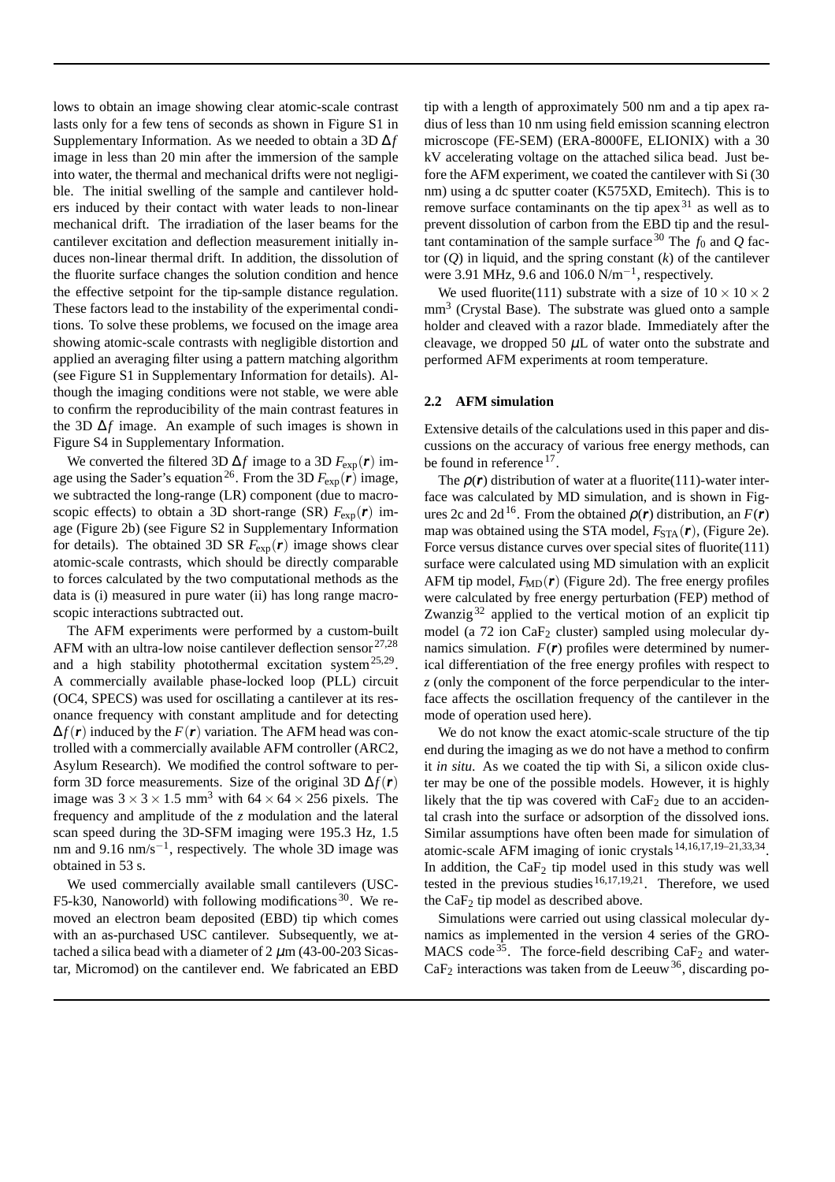lows to obtain an image showing clear atomic-scale contrast lasts only for a few tens of seconds as shown in Figure S1 in Supplementary Information. As we needed to obtain a 3D $\Delta f$ image in less than 20 min after the immersion of the sample into water, the thermal and mechanical drifts were not negligible. The initial swelling of the sample and cantilever holders induced by their contact with water leads to non-linear mechanical drift. The irradiation of the laser beams for the cantilever excitation and deflection measurement initially induces non-linear thermal drift. In addition, the dissolution of the fluorite surface changes the solution condition and hence the effective setpoint for the tip-sample distance regulation. These factors lead to the instability of the experimental conditions. To solve these problems, we focused on the image area showing atomic-scale contrasts with negligible distortion and applied an averaging filter using a pattern matching algorithm (see Figure S1 in Supplementary Information for details). Although the imaging conditions were not stable, we were able to confirm the reproducibility of the main contrast features in the 3D $\Delta f$ image. An example of such images is shown in Figure S4 in Supplementary Information.

We converted the filtered 3D $\Delta f$ image to a 3D $F_{\mathrm{exp}}(\boldsymbol{r})$ image using the Sader's equation[26]. From the 3D $F_{\mathrm{exp}}(\boldsymbol{r})$ image, we subtracted the long-range (LR) component (due to macroscopic effects) to obtain a 3D short-range (SR) $F_{\mathrm{exp}}(\boldsymbol{r})$ image (Figure 2b) (see Figure S2 in Supplementary Information for details). The obtained 3D SR $F_{\mathrm{exp}}(\boldsymbol{r})$ image shows clear atomic-scale contrasts, which should be directly comparable to forces calculated by the two computational methods as the data is (i) measured in pure water (ii) has long range macroscopic interactions subtracted out.

The AFM experiments were performed by a custom-built AFM with an ultra-low noise cantilever deflection sensor[27,28] and a high stability photothermal excitation system[25,29]. A commercially available phase-locked loop (PLL) circuit (OC4, SPECS) was used for oscillating a cantilever at its resonance frequency with constant amplitude and for detecting $\Delta f(\boldsymbol{r})$ induced by the $F(\boldsymbol{r})$ variation. The AFM head was controlled with a commercially available AFM controller (ARC2, Asylum Research). We modified the control software to perform 3D force measurements. Size of the original 3D $\Delta f(\boldsymbol{r})$ image was $3 \times 3 \times 1.5$ mm$^3$ with $64 \times 64 \times 256$ pixels. The frequency and amplitude of the $z$ modulation and the lateral scan speed during the 3D-SFM imaging were 195.3 Hz, 1.5 nm and 9.16 nm/s$^{-1}$, respectively. The whole 3D image was obtained in 53 s.

We used commercially available small cantilevers (USC-F5-k30, Nanoworld) with following modifications[30]. We removed an electron beam deposited (EBD) tip which comes with an as-purchased USC cantilever. Subsequently, we attached a silica bead with a diameter of 2 $\mu$m (43-00-203 Sicastar, Micromod) on the cantilever end. We fabricated an EBD tip with a length of approximately 500 nm and a tip apex radius of less than 10 nm using field emission scanning electron microscope (FE-SEM) (ERA-8000FE, ELIONIX) with a 30 kV accelerating voltage on the attached silica bead. Just before the AFM experiment, we coated the cantilever with Si (30 nm) using a dc sputter coater (K575XD, Emitech). This is to remove surface contaminants on the tip apex[31] as well as to prevent dissolution of carbon from the EBD tip and the resultant contamination of the sample surface[30] The $f_0$ and $Q$ factor ($Q$) in liquid, and the spring constant ($k$) of the cantilever were 3.91 MHz, 9.6 and 106.0 N/m$^{-1}$, respectively.

We used fluorite(111) substrate with a size of $10 \times 10 \times 2$ mm$^3$ (Crystal Base). The substrate was glued onto a sample holder and cleaved with a razor blade. Immediately after the cleavage, we dropped 50 $\mu$L of water onto the substrate and performed AFM experiments at room temperature.

### 2.2 AFM simulation

Extensive details of the calculations used in this paper and discussions on the accuracy of various free energy methods, can be found in reference[17].

The $\rho(\boldsymbol{r})$ distribution of water at a fluorite(111)-water interface was calculated by MD simulation, and is shown in Figures 2c and 2d[16]. From the obtained $\rho(\boldsymbol{r})$ distribution, an $F(\boldsymbol{r})$ map was obtained using the STA model, $F_{\mathrm{STA}}(\boldsymbol{r})$, (Figure 2e). Force versus distance curves over special sites of fluorite(111) surface were calculated using MD simulation with an explicit AFM tip model, $F_{\mathrm{MD}}(\boldsymbol{r})$ (Figure 2d). The free energy profiles were calculated by free energy perturbation (FEP) method of Zwanzig[32] applied to the vertical motion of an explicit tip model (a 72 ion $CaF_2$ cluster) sampled using molecular dynamics simulation. $F(\boldsymbol{r})$ profiles were determined by numerical differentiation of the free energy profiles with respect to $z$ (only the component of the force perpendicular to the interface affects the oscillation frequency of the cantilever in the mode of operation used here).

We do not know the exact atomic-scale structure of the tip end during the imaging as we do not have a method to confirm it *in situ*. As we coated the tip with Si, a silicon oxide cluster may be one of the possible models. However, it is highly likely that the tip was covered with $CaF_2$ due to an accidental crash into the surface or adsorption of the dissolved ions. Similar assumptions have often been made for simulation of atomic-scale AFM imaging of ionic crystals[14,16,17,19–21,33,34]. In addition, the $CaF_2$ tip model used in this study was well tested in the previous studies[16,17,19,21]. Therefore, we used the $CaF_2$ tip model as described above.

Simulations were carried out using classical molecular dynamics as implemented in the version 4 series of the GROMACS code[35]. The force-field describing $CaF_2$ and water-$CaF_2$ interactions was taken from de Leeuw[36], discarding po-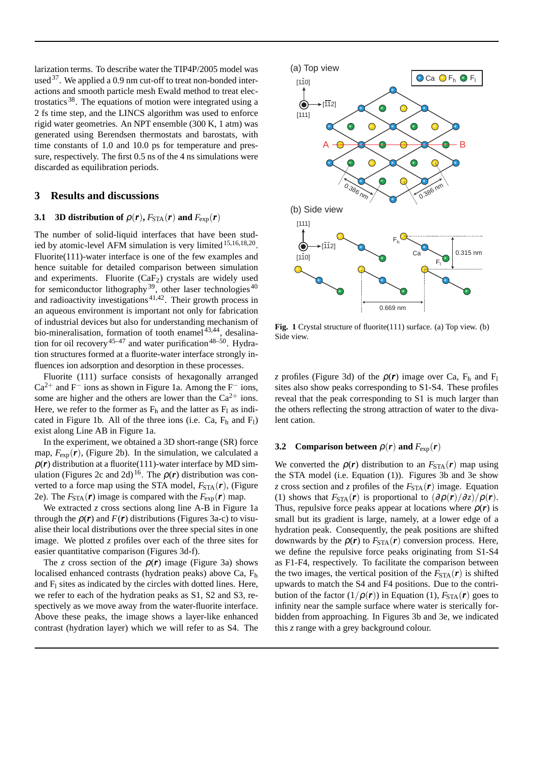larization terms. To describe water the TIP4P/2005 model was used[37]. We applied a 0.9 nm cut-off to treat non-bonded interactions and smooth particle mesh Ewald method to treat electrostatics[38]. The equations of motion were integrated using a 2 fs time step, and the LINCS algorithm was used to enforce rigid water geometries. An NPT ensemble (300 K, 1 atm) was generated using Berendsen thermostats and barostats, with time constants of 1.0 and 10.0 ps for temperature and pressure, respectively. The first 0.5 ns of the 4 ns simulations were discarded as equilibration periods.

## 3 Results and discussions

### 3.1 3D distribution of $\rho(\boldsymbol{r})$, $F_{\mathrm{STA}}(\boldsymbol{r})$ and $F_{\mathrm{exp}}(\boldsymbol{r})$

The number of solid-liquid interfaces that have been studied by atomic-level AFM simulation is very limited[15,16,18,20]. Fluorite(111)-water interface is one of the few examples and hence suitable for detailed comparison between simulation and experiments. Fluorite ($CaF_2$) crystals are widely used for semiconductor lithography[39], other laser technologies[40] and radioactivity investigations[41,42]. Their growth process in an aqueous environment is important not only for fabrication of industrial devices but also for understanding mechanism of bio-mineralisation, formation of tooth enamel[43,44], desalination for oil recovery[45–47] and water purification[48–50]. Hydration structures formed at a fluorite-water interface strongly influences ion adsorption and desorption in these processes.

Fluorite (111) surface consists of hexagonally arranged $Ca^{2+}$ and $F^-$ ions as shown in Figure 1a. Among the $F^-$ ions, some are higher and the others are lower than the $Ca^{2+}$ ions. Here, we refer to the former as $F_h$ and the latter as $F_l$ as indicated in Figure 1b. All of the three ions (i.e. Ca, $F_h$ and $F_l$) exist along Line AB in Figure 1a.

In the experiment, we obtained a 3D short-range (SR) force map, $F_{\mathrm{exp}}(\boldsymbol{r})$, (Figure 2b). In the simulation, we calculated a $\rho(\boldsymbol{r})$ distribution at a fluorite(111)-water interface by MD simulation (Figures 2c and 2d)[16]. The $\rho(\boldsymbol{r})$ distribution was converted to a force map using the STA model, $F_{\mathrm{STA}}(\boldsymbol{r})$, (Figure 2e). The $F_{\mathrm{STA}}(\boldsymbol{r})$ image is compared with the $F_{\mathrm{exp}}(\boldsymbol{r})$ map.

We extracted $z$ cross sections along line A-B in Figure 1a through the $\rho(\boldsymbol{r})$ and $F(\boldsymbol{r})$ distributions (Figures 3a-c) to visualise their local distributions over the three special sites in one image. We plotted $z$ profiles over each of the three sites for easier quantitative comparison (Figures 3d-f).

The $z$ cross section of the $\rho(\boldsymbol{r})$ image (Figure 3a) shows localised enhanced contrasts (hydration peaks) above Ca, $F_h$ and $F_l$ sites as indicated by the circles with dotted lines. Here, we refer to each of the hydration peaks as S1, S2 and S3, respectively as we move away from the water-fluorite interface. Above these peaks, the image shows a layer-like enhanced contrast (hydration layer) which we will refer to as S4. The $z$ profiles (Figure 3d) of the $\rho(\boldsymbol{r})$ image over Ca, $F_h$ and $F_l$ sites also show peaks corresponding to S1-S4. These profiles reveal that the peak corresponding to S1 is much larger than the others reflecting the strong attraction of water to the divalent cation.

**Fig. 1** Crystal structure of fluorite(111) surface. (a) Top view. (b) Side view.

### 3.2 Comparison between $\rho(\boldsymbol{r})$ and $F_{\mathrm{exp}}(\boldsymbol{r})$

We converted the $\rho(\boldsymbol{r})$ distribution to an $F_{\mathrm{STA}}(\boldsymbol{r})$ map using the STA model (i.e. Equation (1)). Figures 3b and 3e show $z$ cross section and $z$ profiles of the $F_{\mathrm{STA}}(\boldsymbol{r})$ image. Equation (1) shows that $F_{\mathrm{STA}}(\boldsymbol{r})$ is proportional to $(\partial\rho(\boldsymbol{r})/\partial z)/\rho(\boldsymbol{r})$. Thus, repulsive force peaks appear at locations where $\rho(\boldsymbol{r})$ is small but its gradient is large, namely, at a lower edge of a hydration peak. Consequently, the peak positions are shifted downwards by the $\rho(\boldsymbol{r})$ to $F_{\mathrm{STA}}(\boldsymbol{r})$ conversion process. Here, we define the repulsive force peaks originating from S1-S4 as F1-F4, respectively. To facilitate the comparison between the two images, the vertical position of the $F_{\mathrm{STA}}(\boldsymbol{r})$ is shifted upwards to match the S4 and F4 positions. Due to the contribution of the factor $(1/\rho(\boldsymbol{r}))$ in Equation (1), $F_{\mathrm{STA}}(\boldsymbol{r})$ goes to infinity near the sample surface where water is sterically forbidden from approaching. In Figures 3b and 3e, we indicated this $z$ range with a grey background colour.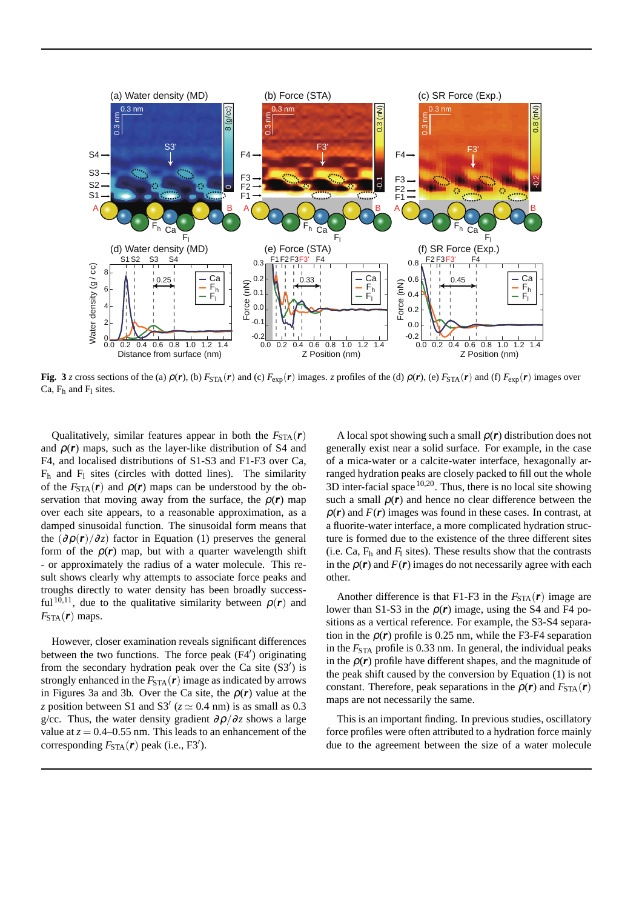**Fig. 3** $z$ cross sections of the (a) $\rho(\boldsymbol{r})$, (b) $F_{\mathrm{STA}}(\boldsymbol{r})$ and (c) $F_{\mathrm{exp}}(\boldsymbol{r})$ images. $z$ profiles of the (d) $\rho(\boldsymbol{r})$, (e) $F_{\mathrm{STA}}(\boldsymbol{r})$ and (f) $F_{\mathrm{exp}}(\boldsymbol{r})$ images over Ca, $F_h$ and $F_l$ sites.

Qualitatively, similar features appear in both the $F_{\mathrm{STA}}(\boldsymbol{r})$ and $\rho(\boldsymbol{r})$ maps, such as the layer-like distribution of S4 and F4, and localised distributions of S1-S3 and F1-F3 over Ca, $F_h$ and $F_l$ sites (circles with dotted lines). The similarity of the $F_{\mathrm{STA}}(\boldsymbol{r})$ and $\rho(\boldsymbol{r})$ maps can be understood by the observation that moving away from the surface, the $\rho(\boldsymbol{r})$ map over each site appears, to a reasonable approximation, as a damped sinusoidal function. The sinusoidal form means that the $(\partial\rho(\boldsymbol{r})/\partial z)$ factor in Equation (1) preserves the general form of the $\rho(\boldsymbol{r})$ map, but with a quarter wavelength shift - or approximately the radius of a water molecule. This result shows clearly why attempts to associate force peaks and troughs directly to water density has been broadly successful[10,11], due to the qualitative similarity between $\rho(\boldsymbol{r})$ and $F_{\mathrm{STA}}(\boldsymbol{r})$ maps.

However, closer examination reveals significant differences between the two functions. The force peak (F4′) originating from the secondary hydration peak over the Ca site (S3′) is strongly enhanced in the $F_{\mathrm{STA}}(\boldsymbol{r})$ image as indicated by arrows in Figures 3a and 3b. Over the Ca site, the $\rho(\boldsymbol{r})$ value at the $z$ position between S1 and S3′ ($z \simeq 0.4$ nm) is as small as 0.3 g/cc. Thus, the water density gradient $\partial\rho/\partial z$ shows a large value at $z = 0.4$–$0.55$ nm. This leads to an enhancement of the corresponding $F_{\mathrm{STA}}(\boldsymbol{r})$ peak (i.e., F3′).

A local spot showing such a small $\rho(\boldsymbol{r})$ distribution does not generally exist near a solid surface. For example, in the case of a mica-water or a calcite-water interface, hexagonally arranged hydration peaks are closely packed to fill out the whole 3D inter-facial space[10,20]. Thus, there is no local site showing such a small $\rho(\boldsymbol{r})$ and hence no clear difference between the $\rho(\boldsymbol{r})$ and $F(\boldsymbol{r})$ images was found in these cases. In contrast, at a fluorite-water interface, a more complicated hydration structure is formed due to the existence of the three different sites (i.e. Ca, $F_h$ and $F_l$ sites). These results show that the contrasts in the $\rho(\boldsymbol{r})$ and $F(\boldsymbol{r})$ images do not necessarily agree with each other.

Another difference is that F1-F3 in the $F_{\mathrm{STA}}(\boldsymbol{r})$ image are lower than S1-S3 in the $\rho(\boldsymbol{r})$ image, using the S4 and F4 positions as a vertical reference. For example, the S3-S4 separation in the $\rho(\boldsymbol{r})$ profile is 0.25 nm, while the F3-F4 separation in the $F_{\mathrm{STA}}$ profile is 0.33 nm. In general, the individual peaks in the $\rho(\boldsymbol{r})$ profile have different shapes, and the magnitude of the peak shift caused by the conversion by Equation (1) is not constant. Therefore, peak separations in the $\rho(\boldsymbol{r})$ and $F_{\mathrm{STA}}(\boldsymbol{r})$ maps are not necessarily the same.

This is an important finding. In previous studies, oscillatory force profiles were often attributed to a hydration force mainly due to the agreement between the size of a water molecule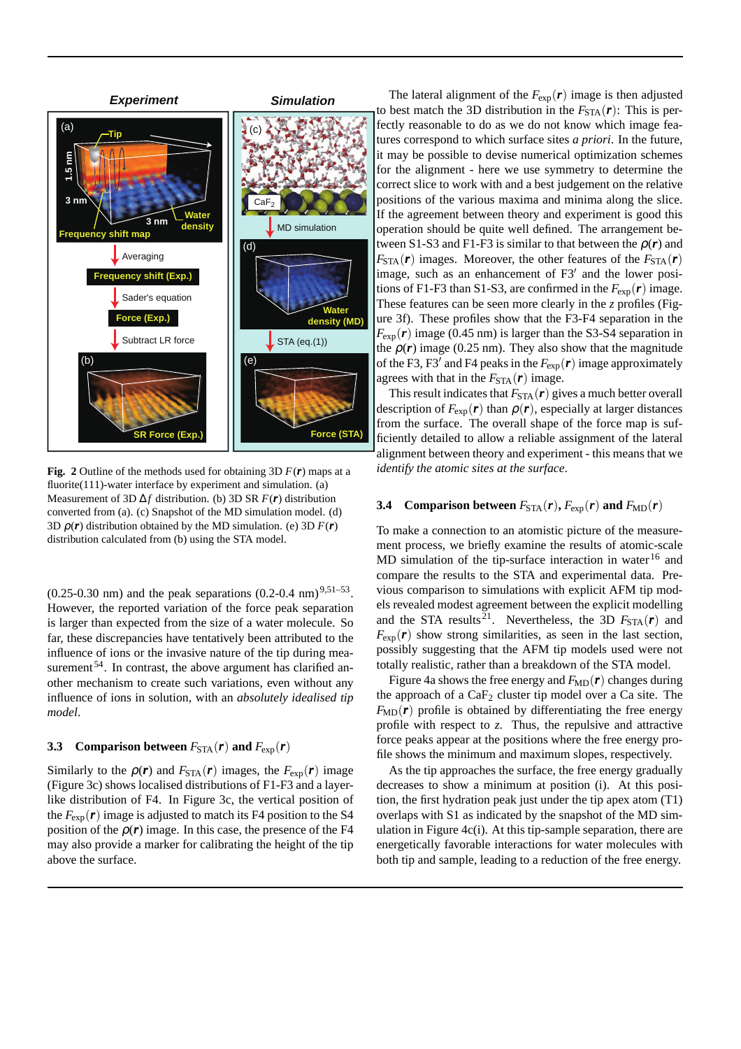Fig. 2 Outline of the methods used for obtaining 3D $F(\boldsymbol{r})$ maps at a fluorite(111)-water interface by experiment and simulation. (a) Measurement of 3D $\Delta f$ distribution. (b) 3D SR $F(\boldsymbol{r})$ distribution converted from (a). (c) Snapshot of the MD simulation model. (d) 3D $\rho(\boldsymbol{r})$ distribution obtained by the MD simulation. (e) 3D $F(\boldsymbol{r})$ distribution calculated from (b) using the STA model.

(0.25-0.30 nm) and the peak separations (0.2-0.4 nm)[9,51–53]. However, the reported variation of the force peak separation is larger than expected from the size of a water molecule. So far, these discrepancies have tentatively been attributed to the influence of ions or the invasive nature of the tip during measurement[54]. In contrast, the above argument has clarified another mechanism to create such variations, even without any influence of ions in solution, with an *absolutely idealised tip model*.

### 3.3 Comparison between $F_{\mathrm{STA}}(\boldsymbol{r})$ and $F_{\mathrm{exp}}(\boldsymbol{r})$

Similarly to the $\rho(\boldsymbol{r})$ and $F_{\mathrm{STA}}(\boldsymbol{r})$ images, the $F_{\mathrm{exp}}(\boldsymbol{r})$ image (Figure 3c) shows localised distributions of F1-F3 and a layer-like distribution of F4. In Figure 3c, the vertical position of the $F_{\mathrm{exp}}(\boldsymbol{r})$ image is adjusted to match its F4 position to the S4 position of the $\rho(\boldsymbol{r})$ image. In this case, the presence of the F4 may also provide a marker for calibrating the height of the tip above the surface.

The lateral alignment of the $F_{\mathrm{exp}}(\boldsymbol{r})$ image is then adjusted to best match the 3D distribution in the $F_{\mathrm{STA}}(\boldsymbol{r})$: This is perfectly reasonable to do as we do not know which image features correspond to which surface sites *a priori*. In the future, it may be possible to devise numerical optimization schemes for the alignment - here we use symmetry to determine the correct slice to work with and a best judgement on the relative positions of the various maxima and minima along the slice. If the agreement between theory and experiment is good this operation should be quite well defined. The arrangement between S1-S3 and F1-F3 is similar to that between the $\rho(\boldsymbol{r})$ and $F_{\mathrm{STA}}(\boldsymbol{r})$ images. Moreover, the other features of the $F_{\mathrm{STA}}(\boldsymbol{r})$ image, such as an enhancement of F3′ and the lower positions of F1-F3 than S1-S3, are confirmed in the $F_{\mathrm{exp}}(\boldsymbol{r})$ image. These features can be seen more clearly in the $z$ profiles (Figure 3f). These profiles show that the F3-F4 separation in the $F_{\mathrm{exp}}(\boldsymbol{r})$ image (0.45 nm) is larger than the S3-S4 separation in the $\rho(\boldsymbol{r})$ image (0.25 nm). They also show that the magnitude of the F3, F3′ and F4 peaks in the $F_{\mathrm{exp}}(\boldsymbol{r})$ image approximately agrees with that in the $F_{\mathrm{STA}}(\boldsymbol{r})$ image.

This result indicates that $F_{\mathrm{STA}}(\boldsymbol{r})$ gives a much better overall description of $F_{\mathrm{exp}}(\boldsymbol{r})$ than $\rho(\boldsymbol{r})$, especially at larger distances from the surface. The overall shape of the force map is sufficiently detailed to allow a reliable assignment of the lateral alignment between theory and experiment - this means that we *identify the atomic sites at the surface*.

### 3.4 Comparison between $F_{\mathrm{STA}}(\boldsymbol{r})$, $F_{\mathrm{exp}}(\boldsymbol{r})$ and $F_{\mathrm{MD}}(\boldsymbol{r})$

To make a connection to an atomistic picture of the measurement process, we briefly examine the results of atomic-scale MD simulation of the tip-surface interaction in water[16] and compare the results to the STA and experimental data. Previous comparison to simulations with explicit AFM tip models revealed modest agreement between the explicit modelling and the STA results[21]. Nevertheless, the 3D $F_{\mathrm{STA}}(\boldsymbol{r})$ and $F_{\mathrm{exp}}(\boldsymbol{r})$ show strong similarities, as seen in the last section, possibly suggesting that the AFM tip models used were not totally realistic, rather than a breakdown of the STA model.

Figure 4a shows the free energy and $F_{\mathrm{MD}}(\boldsymbol{r})$ changes during the approach of a $CaF_2$ cluster tip model over a Ca site. The $F_{\mathrm{MD}}(\boldsymbol{r})$ profile is obtained by differentiating the free energy profile with respect to $z$. Thus, the repulsive and attractive force peaks appear at the positions where the free energy profile shows the minimum and maximum slopes, respectively.

As the tip approaches the surface, the free energy gradually decreases to show a minimum at position (i). At this position, the first hydration peak just under the tip apex atom (T1) overlaps with S1 as indicated by the snapshot of the MD simulation in Figure 4c(i). At this tip-sample separation, there are energetically favorable interactions for water molecules with both tip and sample, leading to a reduction of the free energy.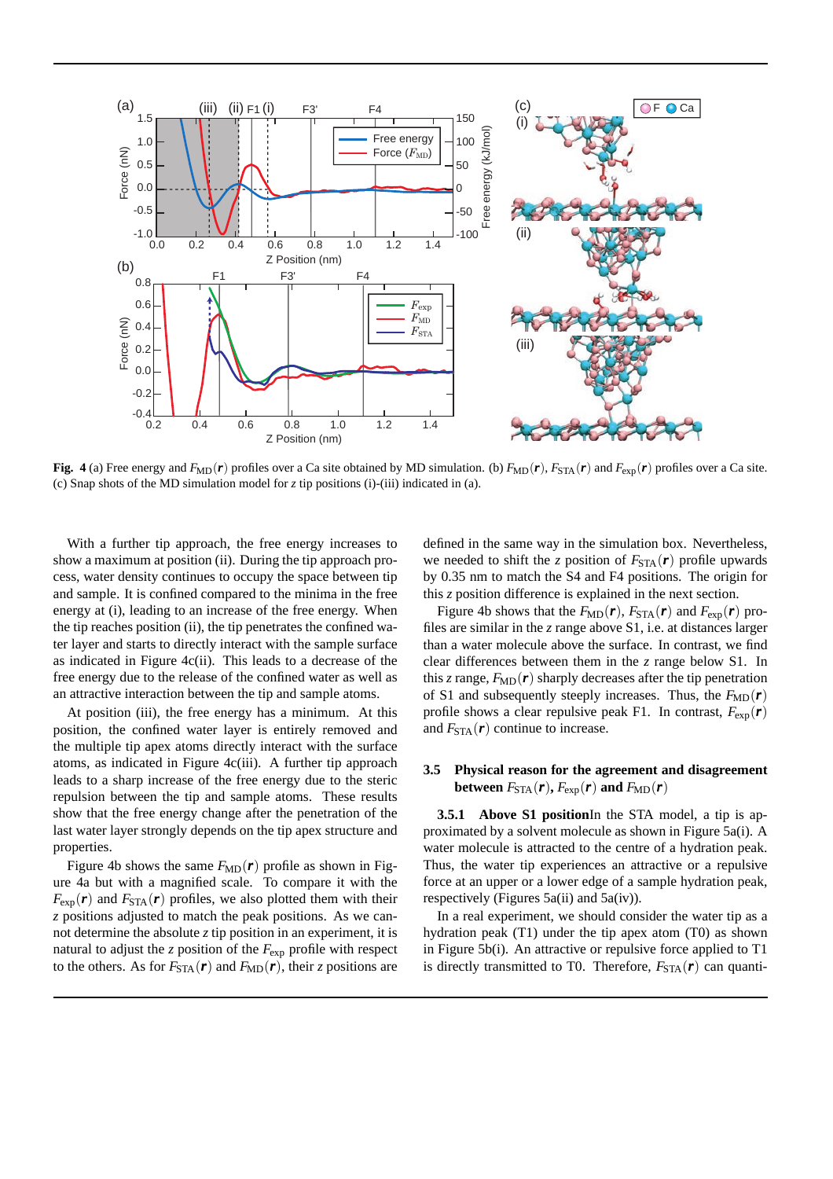**Fig. 4** (a) Free energy and $F_{\mathrm{MD}}(\boldsymbol{r})$ profiles over a Ca site obtained by MD simulation. (b) $F_{\mathrm{MD}}(\boldsymbol{r})$, $F_{\mathrm{STA}}(\boldsymbol{r})$ and $F_{\mathrm{exp}}(\boldsymbol{r})$ profiles over a Ca site. (c) Snap shots of the MD simulation model for $z$ tip positions (i)-(iii) indicated in (a).

With a further tip approach, the free energy increases to show a maximum at position (ii). During the tip approach process, water density continues to occupy the space between tip and sample. It is confined compared to the minima in the free energy at (i), leading to an increase of the free energy. When the tip reaches position (ii), the tip penetrates the confined water layer and starts to directly interact with the sample surface as indicated in Figure 4c(ii). This leads to a decrease of the free energy due to the release of the confined water as well as an attractive interaction between the tip and sample atoms.

At position (iii), the free energy has a minimum. At this position, the confined water layer is entirely removed and the multiple tip apex atoms directly interact with the surface atoms, as indicated in Figure 4c(iii). A further tip approach leads to a sharp increase of the free energy due to the steric repulsion between the tip and sample atoms. These results show that the free energy change after the penetration of the last water layer strongly depends on the tip apex structure and properties.

Figure 4b shows the same $F_{\mathrm{MD}}(\boldsymbol{r})$ profile as shown in Figure 4a but with a magnified scale. To compare it with the $F_{\mathrm{exp}}(\boldsymbol{r})$ and $F_{\mathrm{STA}}(\boldsymbol{r})$ profiles, we also plotted them with their $z$ positions adjusted to match the peak positions. As we cannot determine the absolute $z$ tip position in an experiment, it is natural to adjust the $z$ position of the $F_{\mathrm{exp}}$ profile with respect to the others. As for $F_{\mathrm{STA}}(\boldsymbol{r})$ and $F_{\mathrm{MD}}(\boldsymbol{r})$, their $z$ positions are defined in the same way in the simulation box. Nevertheless, we needed to shift the $z$ position of $F_{\mathrm{STA}}(\boldsymbol{r})$ profile upwards by 0.35 nm to match the S4 and F4 positions. The origin for this $z$ position difference is explained in the next section.

Figure 4b shows that the $F_{\mathrm{MD}}(\boldsymbol{r})$, $F_{\mathrm{STA}}(\boldsymbol{r})$ and $F_{\mathrm{exp}}(\boldsymbol{r})$ profiles are similar in the $z$ range above S1, i.e. at distances larger than a water molecule above the surface. In contrast, we find clear differences between them in the $z$ range below S1. In this $z$ range, $F_{\mathrm{MD}}(\boldsymbol{r})$ sharply decreases after the tip penetration of S1 and subsequently steeply increases. Thus, the $F_{\mathrm{MD}}(\boldsymbol{r})$ profile shows a clear repulsive peak F1. In contrast, $F_{\mathrm{exp}}(\boldsymbol{r})$ and $F_{\mathrm{STA}}(\boldsymbol{r})$ continue to increase.

### 3.5 Physical reason for the agreement and disagreement between $F_{\mathrm{STA}}(\boldsymbol{r})$, $F_{\mathrm{exp}}(\boldsymbol{r})$ and $F_{\mathrm{MD}}(\boldsymbol{r})$

**3.5.1 Above S1 position**In the STA model, a tip is approximated by a solvent molecule as shown in Figure 5a(i). A water molecule is attracted to the centre of a hydration peak. Thus, the water tip experiences an attractive or a repulsive force at an upper or a lower edge of a sample hydration peak, respectively (Figures 5a(ii) and 5a(iv)).

In a real experiment, we should consider the water tip as a hydration peak (T1) under the tip apex atom (T0) as shown in Figure 5b(i). An attractive or repulsive force applied to T1 is directly transmitted to T0. Therefore, $F_{\mathrm{STA}}(\boldsymbol{r})$ can quanti-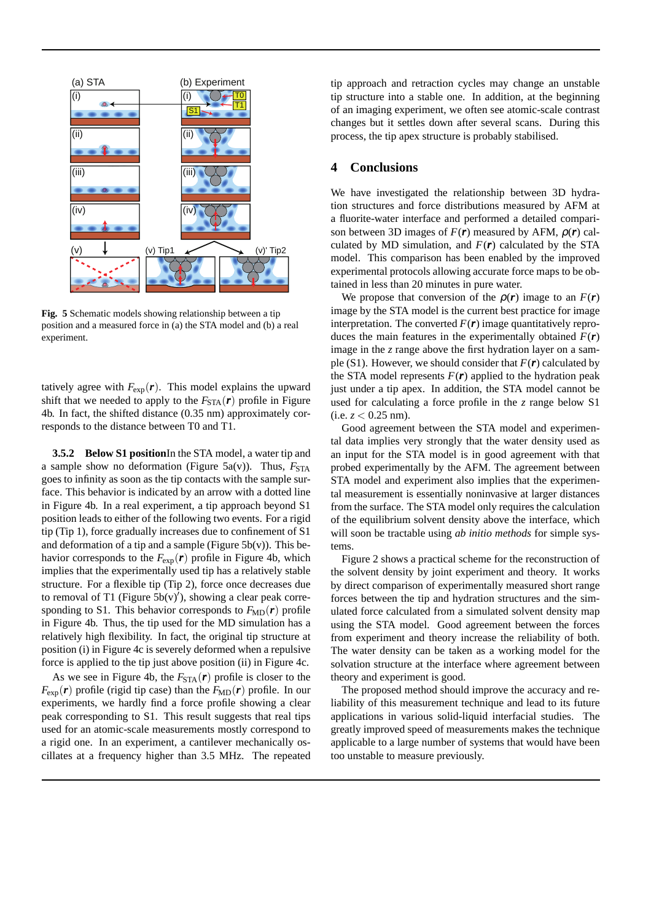Fig. 5 Schematic models showing relationship between a tip position and a measured force in (a) the STA model and (b) a real experiment.

tatively agree with $F_{\mathrm{exp}}(\boldsymbol{r})$. This model explains the upward shift that we needed to apply to the $F_{\mathrm{STA}}(\boldsymbol{r})$ profile in Figure 4b. In fact, the shifted distance (0.35 nm) approximately corresponds to the distance between T0 and T1.

**3.5.2 Below S1 position** In the STA model, a water tip and a sample show no deformation (Figure 5a(v)). Thus, $F_{\mathrm{STA}}$ goes to infinity as soon as the tip contacts with the sample surface. This behavior is indicated by an arrow with a dotted line in Figure 4b. In a real experiment, a tip approach beyond S1 position leads to either of the following two events. For a rigid tip (Tip 1), force gradually increases due to confinement of S1 and deformation of a tip and a sample (Figure 5b(v)). This behavior corresponds to the $F_{\mathrm{exp}}(\boldsymbol{r})$ profile in Figure 4b, which implies that the experimentally used tip has a relatively stable structure. For a flexible tip (Tip 2), force once decreases due to removal of T1 (Figure 5b(v)′), showing a clear peak corresponding to S1. This behavior corresponds to $F_{\mathrm{MD}}(\boldsymbol{r})$ profile in Figure 4b. Thus, the tip used for the MD simulation has a relatively high flexibility. In fact, the original tip structure at position (i) in Figure 4c is severely deformed when a repulsive force is applied to the tip just above position (ii) in Figure 4c.

As we see in Figure 4b, the $F_{\mathrm{STA}}(\boldsymbol{r})$ profile is closer to the $F_{\mathrm{exp}}(\boldsymbol{r})$ profile (rigid tip case) than the $F_{\mathrm{MD}}(\boldsymbol{r})$ profile. In our experiments, we hardly find a force profile showing a clear peak corresponding to S1. This result suggests that real tips used for an atomic-scale measurements mostly correspond to a rigid one. In an experiment, a cantilever mechanically oscillates at a frequency higher than 3.5 MHz. The repeated tip approach and retraction cycles may change an unstable tip structure into a stable one. In addition, at the beginning of an imaging experiment, we often see atomic-scale contrast changes but it settles down after several scans. During this process, the tip apex structure is probably stabilised.

## 4 Conclusions

We have investigated the relationship between 3D hydration structures and force distributions measured by AFM at a fluorite-water interface and performed a detailed comparison between 3D images of $F(\boldsymbol{r})$ measured by AFM, $\rho(\boldsymbol{r})$ calculated by MD simulation, and $F(\boldsymbol{r})$ calculated by the STA model. This comparison has been enabled by the improved experimental protocols allowing accurate force maps to be obtained in less than 20 minutes in pure water.

We propose that conversion of the $\rho(\boldsymbol{r})$ image to an $F(\boldsymbol{r})$ image by the STA model is the current best practice for image interpretation. The converted $F(\boldsymbol{r})$ image quantitatively reproduces the main features in the experimentally obtained $F(\boldsymbol{r})$ image in the $z$ range above the first hydration layer on a sample (S1). However, we should consider that $F(\boldsymbol{r})$ calculated by the STA model represents $F(\boldsymbol{r})$ applied to the hydration peak just under a tip apex. In addition, the STA model cannot be used for calculating a force profile in the $z$ range below S1 (i.e. $z < 0.25$ nm).

Good agreement between the STA model and experimental data implies very strongly that the water density used as an input for the STA model is in good agreement with that probed experimentally by the AFM. The agreement between STA model and experiment also implies that the experimental measurement is essentially noninvasive at larger distances from the surface. The STA model only requires the calculation of the equilibrium solvent density above the interface, which will soon be tractable using *ab initio methods* for simple systems.

Figure 2 shows a practical scheme for the reconstruction of the solvent density by joint experiment and theory. It works by direct comparison of experimentally measured short range forces between the tip and hydration structures and the simulated force calculated from a simulated solvent density map using the STA model. Good agreement between the forces from experiment and theory increase the reliability of both. The water density can be taken as a working model for the solvation structure at the interface where agreement between theory and experiment is good.

The proposed method should improve the accuracy and reliability of this measurement technique and lead to its future applications in various solid-liquid interfacial studies. The greatly improved speed of measurements makes the technique applicable to a large number of systems that would have been too unstable to measure previously.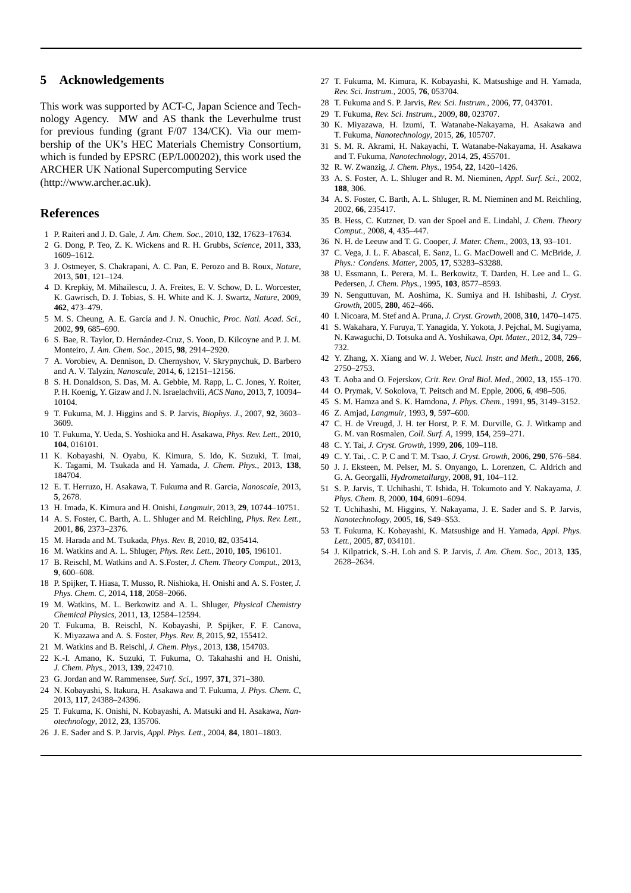## 5 Acknowledgements

This work was supported by ACT-C, Japan Science and Technology Agency. MW and AS thank the Leverhulme trust for previous funding (grant F/07 134/CK). Via our membership of the UK's HEC Materials Chemistry Consortium, which is funded by EPSRC (EP/L000202), this work used the ARCHER UK National Supercomputing Service (http://www.archer.ac.uk).

## References

1. P. Raiteri and J. D. Gale, *J. Am. Chem. Soc.*, 2010, **132**, 17623–17634.
2. G. Dong, P. Teo, Z. K. Wickens and R. H. Grubbs, *Science*, 2011, **333**, 1609–1612.
3. J. Ostmeyer, S. Chakrapani, A. C. Pan, E. Perozo and B. Roux, *Nature*, 2013, **501**, 121–124.
4. D. Krepkiy, M. Mihailescu, J. A. Freites, E. V. Schow, D. L. Worcester, K. Gawrisch, D. J. Tobias, S. H. White and K. J. Swartz, *Nature*, 2009, **462**, 473–479.
5. M. S. Cheung, A. E. García and J. N. Onuchic, *Proc. Natl. Acad. Sci.*, 2002, **99**, 685–690.
6. S. Bae, R. Taylor, D. Hernández-Cruz, S. Yoon, D. Kilcoyne and P. J. M. Monteiro, *J. Am. Chem. Soc.*, 2015, **98**, 2914–2920.
7. A. Vorobiev, A. Dennison, D. Chernyshov, V. Skrypnychuk, D. Barbero and A. V. Talyzin, *Nanoscale*, 2014, **6**, 12151–12156.
8. S. H. Donaldson, S. Das, M. A. Gebbie, M. Rapp, L. C. Jones, Y. Roiter, P. H. Koenig, Y. Gizaw and J. N. Israelachvili, *ACS Nano*, 2013, **7**, 10094–10104.
9. T. Fukuma, M. J. Higgins and S. P. Jarvis, *Biophys. J.*, 2007, **92**, 3603–3609.
10. T. Fukuma, Y. Ueda, S. Yoshioka and H. Asakawa, *Phys. Rev. Lett.*, 2010, **104**, 016101.
11. K. Kobayashi, N. Oyabu, K. Kimura, S. Ido, K. Suzuki, T. Imai, K. Tagami, M. Tsukada and H. Yamada, *J. Chem. Phys.*, 2013, **138**, 184704.
12. E. T. Herruzo, H. Asakawa, T. Fukuma and R. Garcia, *Nanoscale*, 2013, **5**, 2678.
13. H. Imada, K. Kimura and H. Onishi, *Langmuir*, 2013, **29**, 10744–10751.
14. A. S. Foster, C. Barth, A. L. Shluger and M. Reichling, *Phys. Rev. Lett.*, 2001, **86**, 2373–2376.
15. M. Harada and M. Tsukada, *Phys. Rev. B*, 2010, **82**, 035414.
16. M. Watkins and A. L. Shluger, *Phys. Rev. Lett.*, 2010, **105**, 196101.
17. B. Reischl, M. Watkins and A. S.Foster, *J. Chem. Theory Comput.*, 2013, **9**, 600–608.
18. P. Spijker, T. Hiasa, T. Musso, R. Nishioka, H. Onishi and A. S. Foster, *J. Phys. Chem. C*, 2014, **118**, 2058–2066.
19. M. Watkins, M. L. Berkowitz and A. L. Shluger, *Physical Chemistry Chemical Physics*, 2011, **13**, 12584–12594.
20. T. Fukuma, B. Reischl, N. Kobayashi, P. Spijker, F. F. Canova, K. Miyazawa and A. S. Foster, *Phys. Rev. B*, 2015, **92**, 155412.
21. M. Watkins and B. Reischl, *J. Chem. Phys.*, 2013, **138**, 154703.
22. K.-I. Amano, K. Suzuki, T. Fukuma, O. Takahashi and H. Onishi, *J. Chem. Phys.*, 2013, **139**, 224710.
23. G. Jordan and W. Rammensee, *Surf. Sci.*, 1997, **371**, 371–380.
24. N. Kobayashi, S. Itakura, H. Asakawa and T. Fukuma, *J. Phys. Chem. C*, 2013, **117**, 24388–24396.
25. T. Fukuma, K. Onishi, N. Kobayashi, A. Matsuki and H. Asakawa, *Nanotechnology*, 2012, **23**, 135706.
26. J. E. Sader and S. P. Jarvis, *Appl. Phys. Lett.*, 2004, **84**, 1801–1803.
27. T. Fukuma, M. Kimura, K. Kobayashi, K. Matsushige and H. Yamada, *Rev. Sci. Instrum.*, 2005, **76**, 053704.
28. T. Fukuma and S. P. Jarvis, *Rev. Sci. Instrum.*, 2006, **77**, 043701.
29. T. Fukuma, *Rev. Sci. Instrum.*, 2009, **80**, 023707.
30. K. Miyazawa, H. Izumi, T. Watanabe-Nakayama, H. Asakawa and T. Fukuma, *Nanotechnology*, 2015, **26**, 105707.
31. S. M. R. Akrami, H. Nakayachi, T. Watanabe-Nakayama, H. Asakawa and T. Fukuma, *Nanotechnology*, 2014, **25**, 455701.
32. R. W. Zwanzig, *J. Chem. Phys.*, 1954, **22**, 1420–1426.
33. A. S. Foster, A. L. Shluger and R. M. Nieminen, *Appl. Surf. Sci.*, 2002, **188**, 306.
34. A. S. Foster, C. Barth, A. L. Shluger, R. M. Nieminen and M. Reichling, 2002, **66**, 235417.
35. B. Hess, C. Kutzner, D. van der Spoel and E. Lindahl, *J. Chem. Theory Comput.*, 2008, **4**, 435–447.
36. N. H. de Leeuw and T. G. Cooper, *J. Mater. Chem.*, 2003, **13**, 93–101.
37. C. Vega, J. L. F. Abascal, E. Sanz, L. G. MacDowell and C. McBride, *J. Phys.: Condens. Matter*, 2005, **17**, S3283–S3288.
38. U. Essmann, L. Perera, M. L. Berkowitz, T. Darden, H. Lee and L. G. Pedersen, *J. Chem. Phys.*, 1995, **103**, 8577–8593.
39. N. Senguttuvan, M. Aoshima, K. Sumiya and H. Ishibashi, *J. Cryst. Growth*, 2005, **280**, 462–466.
40. I. Nicoara, M. Stef and A. Pruna, *J. Cryst. Growth*, 2008, **310**, 1470–1475.
41. S. Wakahara, Y. Furuya, T. Yanagida, Y. Yokota, J. Pejchal, M. Sugiyama, N. Kawaguchi, D. Totsuka and A. Yoshikawa, *Opt. Mater.*, 2012, **34**, 729–732.
42. Y. Zhang, X. Xiang and W. J. Weber, *Nucl. Instr. and Meth.*, 2008, **266**, 2750–2753.
43. T. Aoba and O. Fejerskov, *Crit. Rev. Oral Biol. Med.*, 2002, **13**, 155–170.
44. O. Prymak, V. Sokolova, T. Peitsch and M. Epple, 2006, **6**, 498–506.
45. S. M. Hamza and S. K. Hamdona, *J. Phys. Chem.*, 1991, **95**, 3149–3152.
46. Z. Amjad, *Langmuir*, 1993, **9**, 597–600.
47. C. H. de Vreugd, J. H. ter Horst, P. F. M. Durville, G. J. Witkamp and G. M. van Rosmalen, *Coll. Surf. A*, 1999, **154**, 259–271.
48. C. Y. Tai, *J. Cryst. Growth*, 1999, **206**, 109–118.
49. C. Y. Tai, . C. P. C and T. M. Tsao, *J. Cryst. Growth*, 2006, **290**, 576–584.
50. J. J. Eksteen, M. Pelser, M. S. Onyango, L. Lorenzen, C. Aldrich and G. A. Georgalli, *Hydrometallurgy*, 2008, **91**, 104–112.
51. S. P. Jarvis, T. Uchihashi, T. Ishida, H. Tokumoto and Y. Nakayama, *J. Phys. Chem. B*, 2000, **104**, 6091–6094.
52. T. Uchihashi, M. Higgins, Y. Nakayama, J. E. Sader and S. P. Jarvis, *Nanotechnology*, 2005, **16**, S49–S53.
53. T. Fukuma, K. Kobayashi, K. Matsushige and H. Yamada, *Appl. Phys. Lett.*, 2005, **87**, 034101.
54. J. Kilpatrick, S.-H. Loh and S. P. Jarvis, *J. Am. Chem. Soc.*, 2013, **135**, 2628–2634.